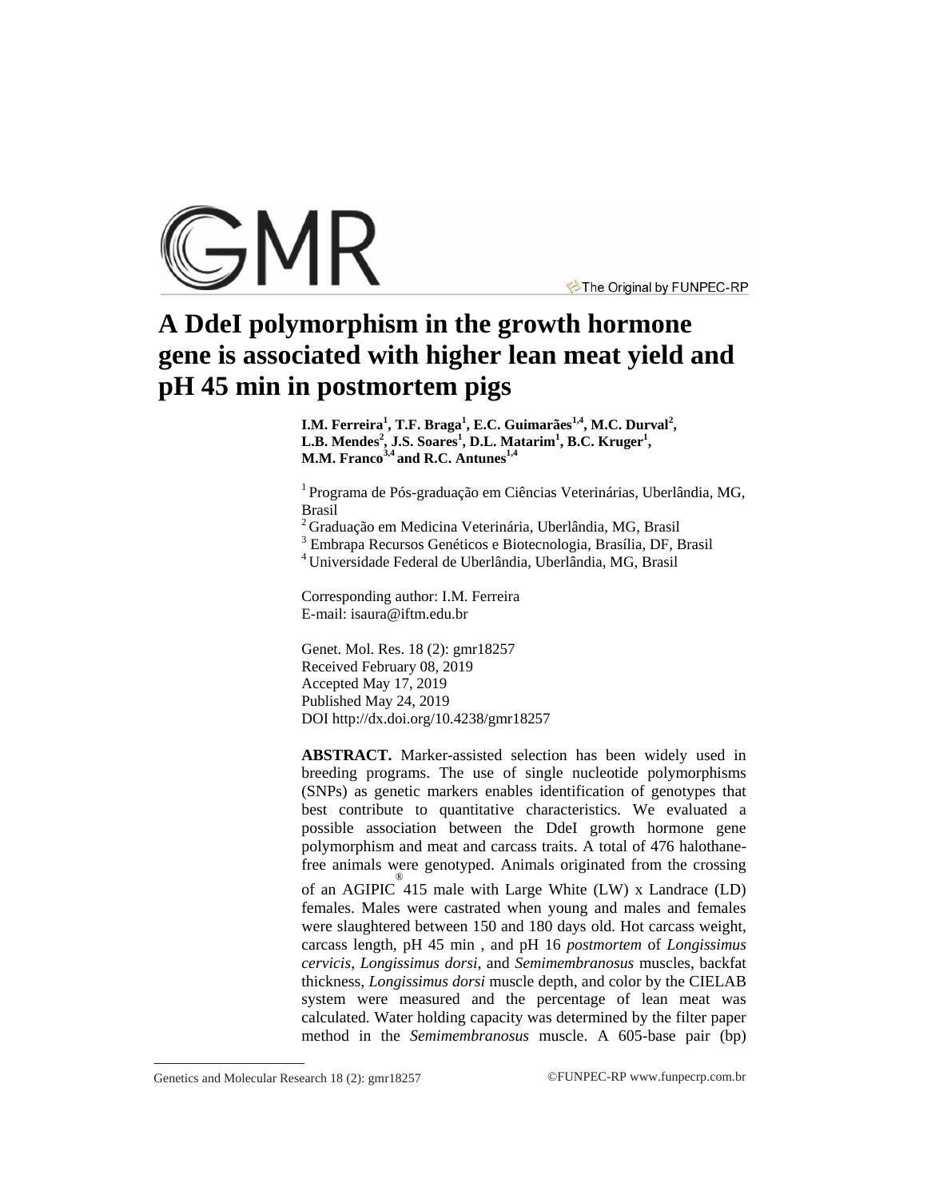GMR

The Original by FUNPEC-RP

# A DdeI polymorphism in the growth hormone gene is associated with higher lean meat yield and pH 45 min in postmortem pigs

**I.M. Ferreira[1], T.F. Braga[1], E.C. Guimarães[1,4], M.C. Durval[2], L.B. Mendes[2], J.S. Soares[1], D.L. Matarim[1], B.C. Kruger[1], M.M. Franco[3,4] and R.C. Antunes[1,4]**

[1] Programa de Pós-graduação em Ciências Veterinárias, Uberlândia, MG, Brasil
[2] Graduação em Medicina Veterinária, Uberlândia, MG, Brasil
[3] Embrapa Recursos Genéticos e Biotecnologia, Brasília, DF, Brasil
[4] Universidade Federal de Uberlândia, Uberlândia, MG, Brasil

Corresponding author: I.M. Ferreira
E-mail: isaura@iftm.edu.br

Genet. Mol. Res. 18 (2): gmr18257
Received February 08, 2019
Accepted May 17, 2019
Published May 24, 2019
DOI http://dx.doi.org/10.4238/gmr18257

**ABSTRACT.** Marker-assisted selection has been widely used in breeding programs. The use of single nucleotide polymorphisms (SNPs) as genetic markers enables identification of genotypes that best contribute to quantitative characteristics. We evaluated a possible association between the DdeI growth hormone gene polymorphism and meat and carcass traits. A total of 476 halothane-free animals were genotyped. Animals originated from the crossing of an AGIPIC® 415 male with Large White (LW) x Landrace (LD) females. Males were castrated when young and males and females were slaughtered between 150 and 180 days old. Hot carcass weight, carcass length, pH 45 min , and pH 16 *postmortem* of *Longissimus cervicis*, *Longissimus dorsi*, and *Semimembranosus* muscles, backfat thickness, *Longissimus dorsi* muscle depth, and color by the CIELAB system were measured and the percentage of lean meat was calculated. Water holding capacity was determined by the filter paper method in the *Semimembranosus* muscle. A 605-base pair (bp)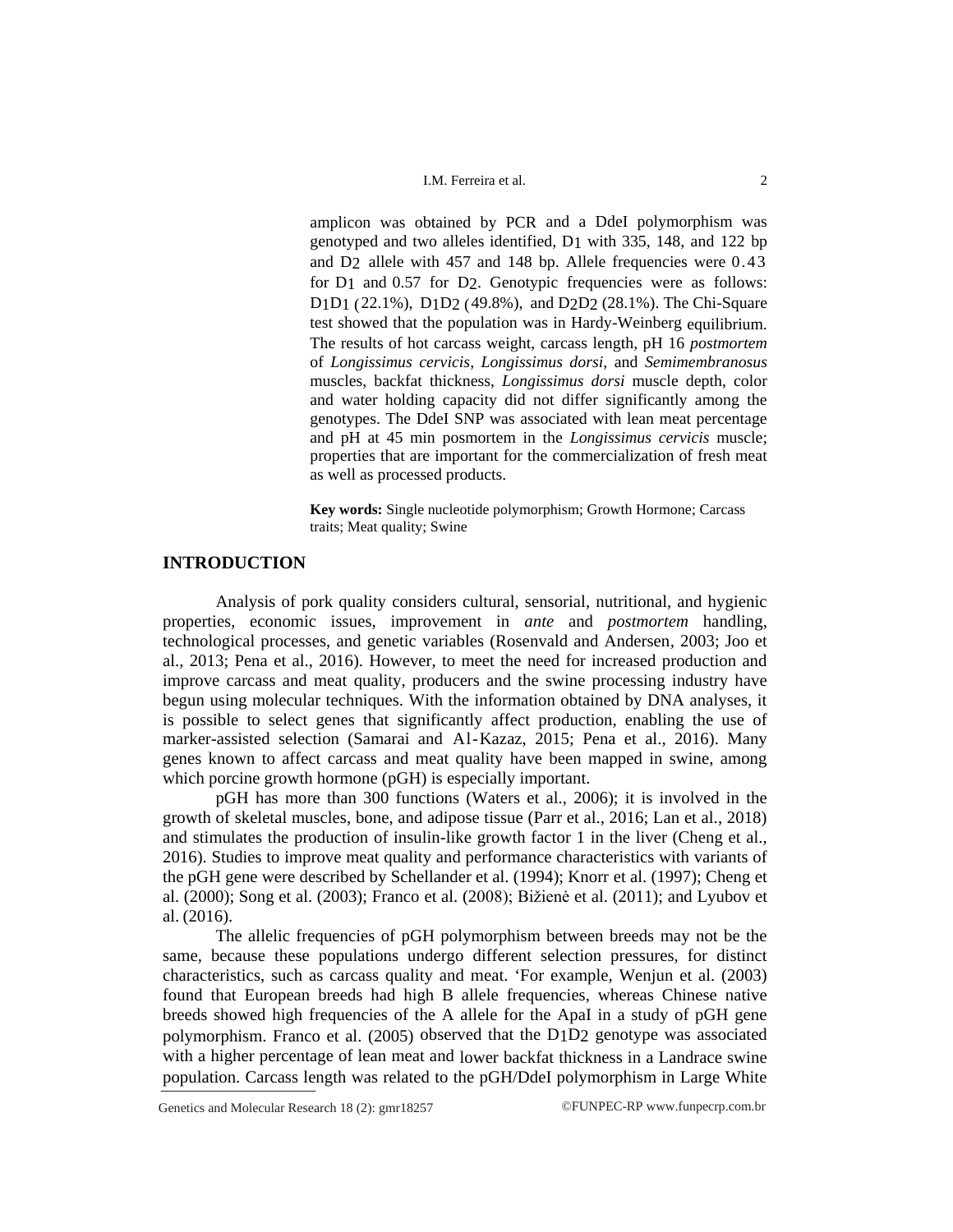amplicon was obtained by PCR and a DdeI polymorphism was genotyped and two alleles identified, D1 with 335, 148, and 122 bp and D2 allele with 457 and 148 bp. Allele frequencies were 0.43 for D1 and 0.57 for D2. Genotypic frequencies were as follows: D1D1 (22.1%), D1D2 (49.8%), and D2D2 (28.1%). The Chi-Square test showed that the population was in Hardy-Weinberg equilibrium. The results of hot carcass weight, carcass length, pH 16 *postmortem* of *Longissimus cervicis*, *Longissimus dorsi*, and *Semimembranosus* muscles, backfat thickness, *Longissimus dorsi* muscle depth, color and water holding capacity did not differ significantly among the genotypes. The DdeI SNP was associated with lean meat percentage and pH at 45 min posmortem in the *Longissimus cervicis* muscle; properties that are important for the commercialization of fresh meat as well as processed products.

**Key words:** Single nucleotide polymorphism; Growth Hormone; Carcass traits; Meat quality; Swine

## INTRODUCTION

Analysis of pork quality considers cultural, sensorial, nutritional, and hygienic properties, economic issues, improvement in *ante* and *postmortem* handling, technological processes, and genetic variables (Rosenvald and Andersen, 2003; Joo et al., 2013; Pena et al., 2016). However, to meet the need for increased production and improve carcass and meat quality, producers and the swine processing industry have begun using molecular techniques. With the information obtained by DNA analyses, it is possible to select genes that significantly affect production, enabling the use of marker-assisted selection (Samarai and Al-Kazaz, 2015; Pena et al., 2016). Many genes known to affect carcass and meat quality have been mapped in swine, among which porcine growth hormone (pGH) is especially important.

pGH has more than 300 functions (Waters et al., 2006); it is involved in the growth of skeletal muscles, bone, and adipose tissue (Parr et al., 2016; Lan et al., 2018) and stimulates the production of insulin-like growth factor 1 in the liver (Cheng et al., 2016). Studies to improve meat quality and performance characteristics with variants of the pGH gene were described by Schellander et al. (1994); Knorr et al. (1997); Cheng et al. (2000); Song et al. (2003); Franco et al. (2008); Bižienė et al. (2011); and Lyubov et al. (2016).

The allelic frequencies of pGH polymorphism between breeds may not be the same, because these populations undergo different selection pressures, for distinct characteristics, such as carcass quality and meat. 'For example, Wenjun et al. (2003) found that European breeds had high B allele frequencies, whereas Chinese native breeds showed high frequencies of the A allele for the ApaI in a study of pGH gene polymorphism. Franco et al. (2005) observed that the D1D2 genotype was associated with a higher percentage of lean meat and lower backfat thickness in a Landrace swine population. Carcass length was related to the pGH/DdeI polymorphism in Large White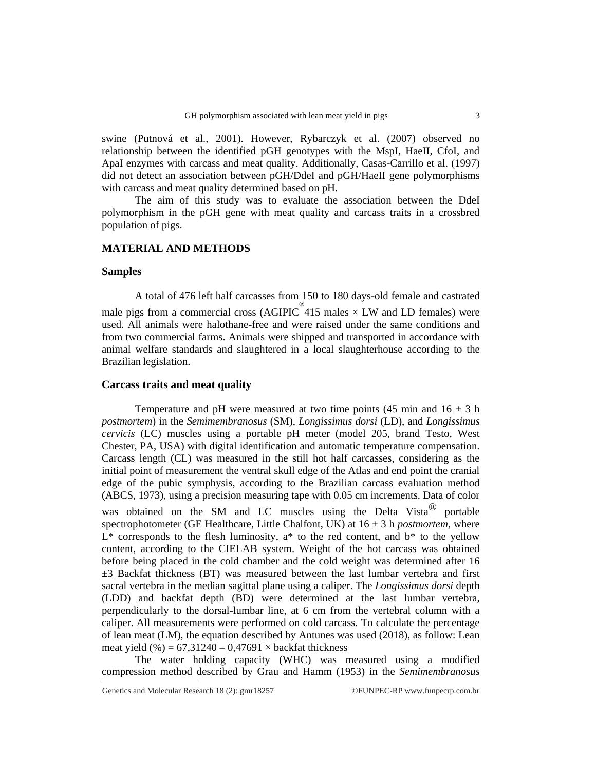swine (Putnová et al., 2001). However, Rybarczyk et al. (2007) observed no relationship between the identified pGH genotypes with the MspI, HaeII, CfoI, and ApaI enzymes with carcass and meat quality. Additionally, Casas-Carrillo et al. (1997) did not detect an association between pGH/DdeI and pGH/HaeII gene polymorphisms with carcass and meat quality determined based on pH.

The aim of this study was to evaluate the association between the DdeI polymorphism in the pGH gene with meat quality and carcass traits in a crossbred population of pigs.

## MATERIAL AND METHODS

### Samples

A total of 476 left half carcasses from 150 to 180 days-old female and castrated male pigs from a commercial cross (AGIPIC® 415 males × LW and LD females) were used. All animals were halothane-free and were raised under the same conditions and from two commercial farms. Animals were shipped and transported in accordance with animal welfare standards and slaughtered in a local slaughterhouse according to the Brazilian legislation.

### Carcass traits and meat quality

Temperature and pH were measured at two time points (45 min and 16 ± 3 h *postmortem*) in the *Semimembranosus* (SM), *Longissimus dorsi* (LD), and *Longissimus cervicis* (LC) muscles using a portable pH meter (model 205, brand Testo, West Chester, PA, USA) with digital identification and automatic temperature compensation. Carcass length (CL) was measured in the still hot half carcasses, considering as the initial point of measurement the ventral skull edge of the Atlas and end point the cranial edge of the pubic symphysis, according to the Brazilian carcass evaluation method (ABCS, 1973), using a precision measuring tape with 0.05 cm increments. Data of color was obtained on the SM and LC muscles using the Delta Vista® portable spectrophotometer (GE Healthcare, Little Chalfont, UK) at 16 ± 3 h *postmortem*, where L* corresponds to the flesh luminosity, a* to the red content, and b* to the yellow content, according to the CIELAB system. Weight of the hot carcass was obtained before being placed in the cold chamber and the cold weight was determined after 16 ±3 Backfat thickness (BT) was measured between the last lumbar vertebra and first sacral vertebra in the median sagittal plane using a caliper. The *Longissimus dorsi* depth (LDD) and backfat depth (BD) were determined at the last lumbar vertebra, perpendicularly to the dorsal-lumbar line, at 6 cm from the vertebral column with a caliper. All measurements were performed on cold carcass. To calculate the percentage of lean meat (LM), the equation described by Antunes was used (2018), as follow: Lean meat yield (%) = 67,31240 – 0,47691 × backfat thickness

The water holding capacity (WHC) was measured using a modified compression method described by Grau and Hamm (1953) in the *Semimembranosus*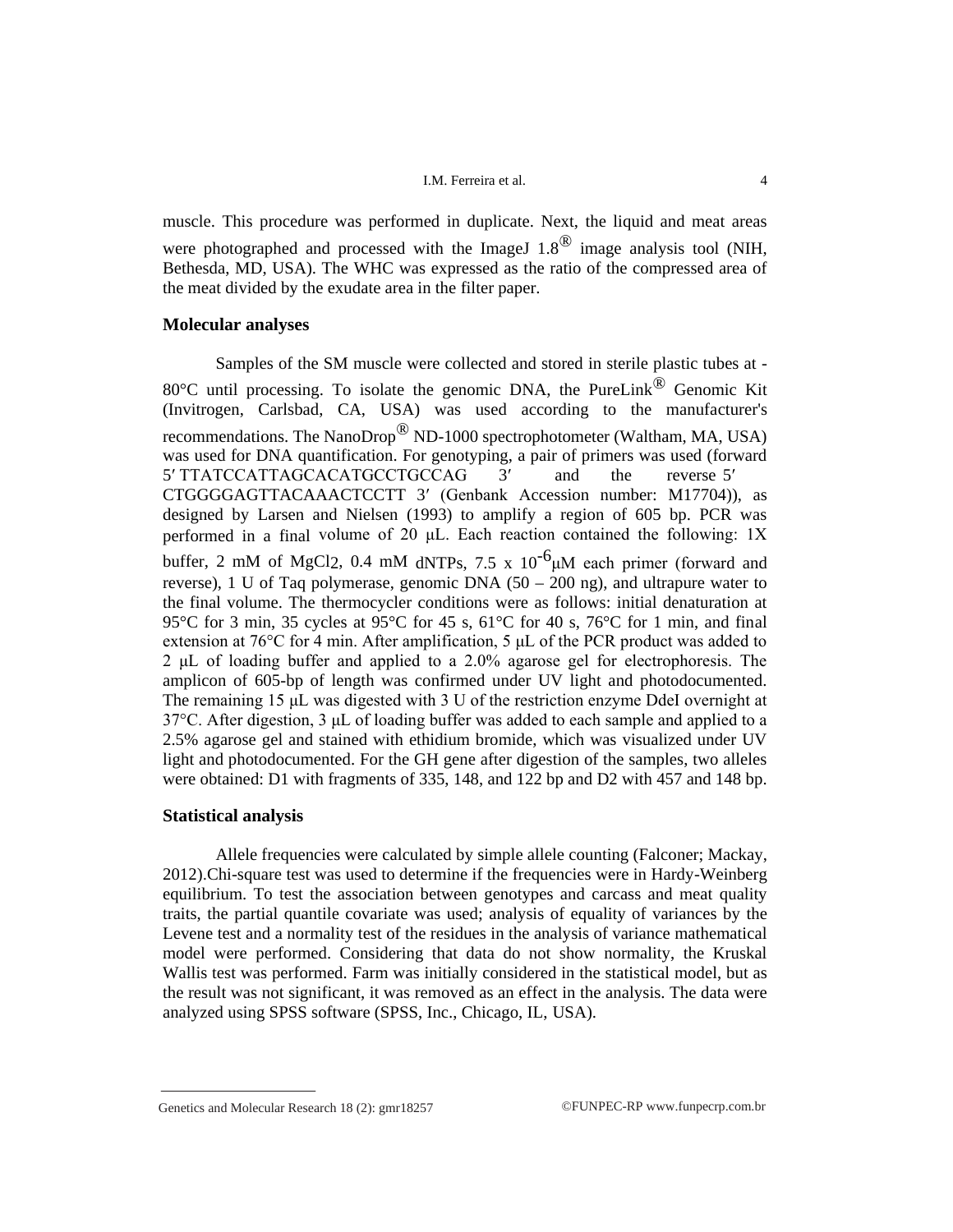muscle. This procedure was performed in duplicate. Next, the liquid and meat areas were photographed and processed with the ImageJ 1.8® image analysis tool (NIH, Bethesda, MD, USA). The WHC was expressed as the ratio of the compressed area of the meat divided by the exudate area in the filter paper.

## Molecular analyses

Samples of the SM muscle were collected and stored in sterile plastic tubes at -80°C until processing. To isolate the genomic DNA, the PureLink® Genomic Kit (Invitrogen, Carlsbad, CA, USA) was used according to the manufacturer's recommendations. The NanoDrop® ND-1000 spectrophotometer (Waltham, MA, USA) was used for DNA quantification. For genotyping, a pair of primers was used (forward 5′ TTATCCATTAGCACATGCCTGCCAG 3′ and the reverse 5′ CTGGGGAGTTACAAACTCCTT 3′ (Genbank Accession number: M17704)), as designed by Larsen and Nielsen (1993) to amplify a region of 605 bp. PCR was performed in a final volume of 20 μL. Each reaction contained the following: 1X buffer, 2 mM of $MgCl_2$, 0.4 mM dNTPs, $7.5 \times 10^{-6}$ μM each primer (forward and reverse), 1 U of Taq polymerase, genomic DNA (50 – 200 ng), and ultrapure water to the final volume. The thermocycler conditions were as follows: initial denaturation at 95°C for 3 min, 35 cycles at 95°C for 45 s, 61°C for 40 s, 76°C for 1 min, and final extension at 76°C for 4 min. After amplification, 5 μL of the PCR product was added to 2 μL of loading buffer and applied to a 2.0% agarose gel for electrophoresis. The amplicon of 605-bp of length was confirmed under UV light and photodocumented. The remaining 15 μL was digested with 3 U of the restriction enzyme DdeI overnight at 37°C. After digestion, 3 μL of loading buffer was added to each sample and applied to a 2.5% agarose gel and stained with ethidium bromide, which was visualized under UV light and photodocumented. For the GH gene after digestion of the samples, two alleles were obtained: D1 with fragments of 335, 148, and 122 bp and D2 with 457 and 148 bp.

## Statistical analysis

Allele frequencies were calculated by simple allele counting (Falconer; Mackay, 2012).Chi-square test was used to determine if the frequencies were in Hardy-Weinberg equilibrium. To test the association between genotypes and carcass and meat quality traits, the partial quantile covariate was used; analysis of equality of variances by the Levene test and a normality test of the residues in the analysis of variance mathematical model were performed. Considering that data do not show normality, the Kruskal Wallis test was performed. Farm was initially considered in the statistical model, but as the result was not significant, it was removed as an effect in the analysis. The data were analyzed using SPSS software (SPSS, Inc., Chicago, IL, USA).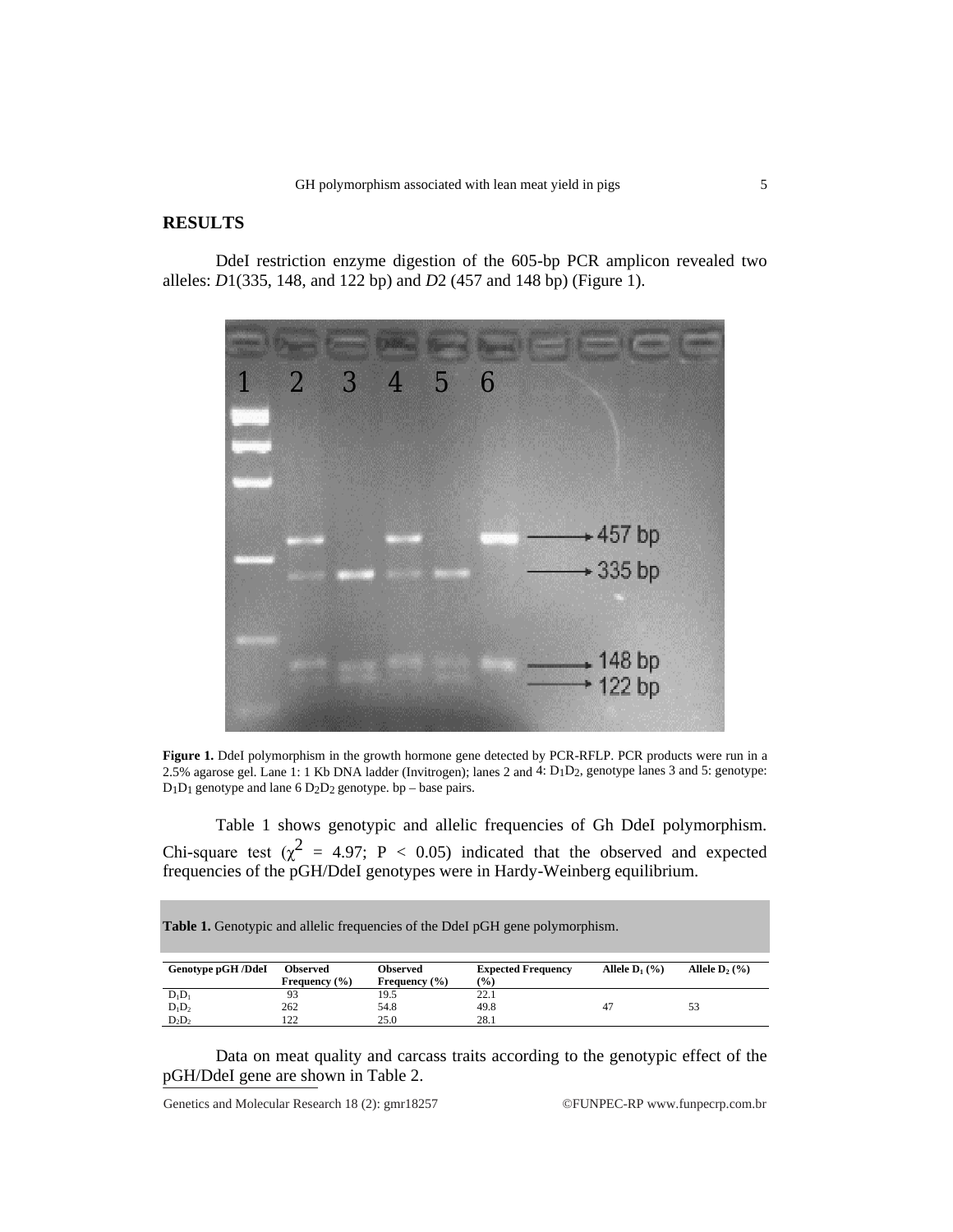## RESULTS

DdeI restriction enzyme digestion of the 605-bp PCR amplicon revealed two alleles: *D*1(335, 148, and 122 bp) and *D*2 (457 and 148 bp) (Figure 1).

**Figure 1.** DdeI polymorphism in the growth hormone gene detected by PCR-RFLP. PCR products were run in a 2.5% agarose gel. Lane 1: 1 Kb DNA ladder (Invitrogen); lanes 2 and 4: $D_1D_2$, genotype lanes 3 and 5: genotype: $D_1D_1$ genotype and lane 6 $D_2D_2$ genotype. bp – base pairs.

Table 1 shows genotypic and allelic frequencies of Gh DdeI polymorphism. Chi-square test ($\chi^2$ = 4.97; P < 0.05) indicated that the observed and expected frequencies of the pGH/DdeI genotypes were in Hardy-Weinberg equilibrium.

**Table 1.** Genotypic and allelic frequencies of the DdeI pGH gene polymorphism.

| Genotype pGH /DdeI | Observed Frequency (%) | Observed Frequency (%) | Expected Frequency (%) | Allele $D_1$ (%) | Allele $D_2$ (%) |
|---|---|---|---|---|---|
| $D_1D_1$ | 93 | 19.5 | 22.1 | | |
| $D_1D_2$ | 262 | 54.8 | 49.8 | 47 | 53 |
| $D_2D_2$ | 122 | 25.0 | 28.1 | | |

Data on meat quality and carcass traits according to the genotypic effect of the pGH/DdeI gene are shown in Table 2.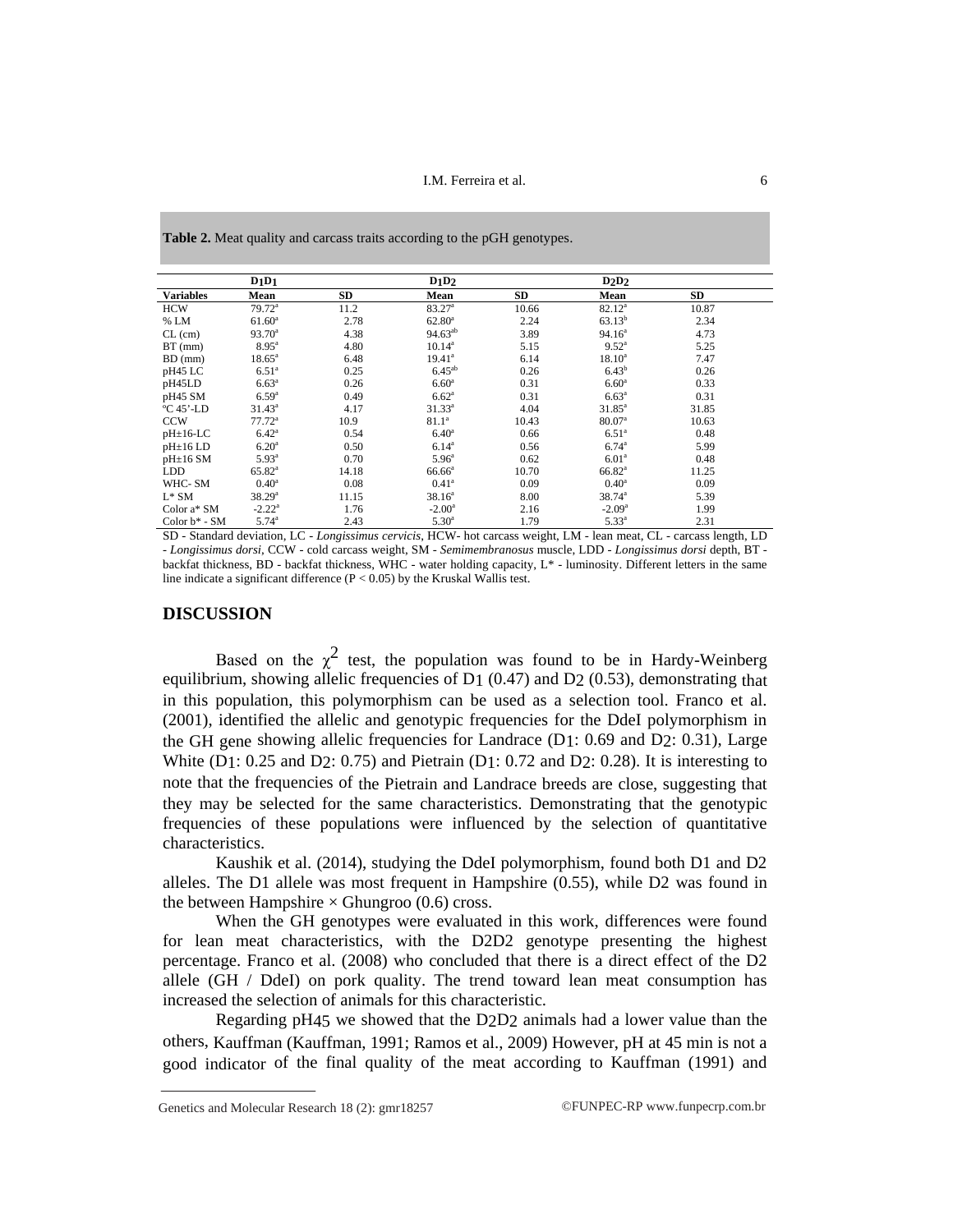**Table 2.** Meat quality and carcass traits according to the pGH genotypes.

| | $D_1D_1$ | | $D_1D_2$ | | $D_2D_2$ | |
|---|---|---|---|---|---|---|
| **Variables** | **Mean** | **SD** | **Mean** | **SD** | **Mean** | **SD** |
| HCW | 79.72[a] | 11.2 | 83.27[a] | 10.66 | 82.12[a] | 10.87 |
| % LM | 61.60[a] | 2.78 | 62.80[a] | 2.24 | 63.13[b] | 2.34 |
| CL (cm) | 93.70[a] | 4.38 | 94.63[ab] | 3.89 | 94.16[a] | 4.73 |
| BT (mm) | 8.95[a] | 4.80 | 10.14[a] | 5.15 | 9.52[a] | 5.25 |
| BD (mm) | 18.65[a] | 6.48 | 19.41[a] | 6.14 | 18.10[a] | 7.47 |
| pH45 LC | 6.51[a] | 0.25 | 6.45[ab] | 0.26 | 6.43[b] | 0.26 |
| pH45LD | 6.63[a] | 0.26 | 6.60[a] | 0.31 | 6.60[a] | 0.33 |
| pH45 SM | 6.59[a] | 0.49 | 6.62[a] | 0.31 | 6.63[a] | 0.31 |
| °C 45'-LD | 31.43[a] | 4.17 | 31.33[a] | 4.04 | 31.85[a] | 31.85 |
| CCW | 77.72[a] | 10.9 | 81.1[a] | 10.43 | 80.07[a] | 10.63 |
| pH±16-LC | 6.42[a] | 0.54 | 6.40[a] | 0.66 | 6.51[a] | 0.48 |
| pH±16 LD | 6.20[a] | 0.50 | 6.14[a] | 0.56 | 6.74[a] | 5.99 |
| pH±16 SM | 5.93[a] | 0.70 | 5.96[a] | 0.62 | 6.01[a] | 0.48 |
| LDD | 65.82[a] | 14.18 | 66.66[a] | 10.70 | 66.82[a] | 11.25 |
| WHC- SM | 0.40[a] | 0.08 | 0.41[a] | 0.09 | 0.40[a] | 0.09 |
| L* SM | 38.29[a] | 11.15 | 38.16[a] | 8.00 | 38.74[a] | 5.39 |
| Color a* SM | -2.22[a] | 1.76 | -2.00[a] | 2.16 | -2.09[a] | 1.99 |
| Color b* - SM | 5.74[a] | 2.43 | 5.30[a] | 1.79 | 5.33[a] | 2.31 |

SD - Standard deviation, LC - *Longissimus cervicis*, HCW- hot carcass weight, LM - lean meat, CL - carcass length, LD - *Longissimus dorsi*, CCW - cold carcass weight, SM - *Semimembranosus* muscle, LDD - *Longissimus dorsi* depth, BT - backfat thickness, BD - backfat thickness, WHC - water holding capacity, L* - luminosity. Different letters in the same line indicate a significant difference ($P < 0.05$) by the Kruskal Wallis test.

## DISCUSSION

Based on the $\chi^2$ test, the population was found to be in Hardy-Weinberg equilibrium, showing allelic frequencies of $D_1$ (0.47) and $D_2$ (0.53), demonstrating that in this population, this polymorphism can be used as a selection tool. Franco et al. (2001), identified the allelic and genotypic frequencies for the DdeI polymorphism in the GH gene showing allelic frequencies for Landrace ($D_1$: 0.69 and $D_2$: 0.31), Large White ($D_1$: 0.25 and $D_2$: 0.75) and Pietrain ($D_1$: 0.72 and $D_2$: 0.28). It is interesting to note that the frequencies of the Pietrain and Landrace breeds are close, suggesting that they may be selected for the same characteristics. Demonstrating that the genotypic frequencies of these populations were influenced by the selection of quantitative characteristics.

Kaushik et al. (2014), studying the DdeI polymorphism, found both D1 and D2 alleles. The D1 allele was most frequent in Hampshire (0.55), while D2 was found in the between Hampshire × Ghungroo (0.6) cross.

When the GH genotypes were evaluated in this work, differences were found for lean meat characteristics, with the D2D2 genotype presenting the highest percentage. Franco et al. (2008) who concluded that there is a direct effect of the D2 allele (GH / DdeI) on pork quality. The trend toward lean meat consumption has increased the selection of animals for this characteristic.

Regarding pH45 we showed that the $D_2D_2$ animals had a lower value than the others, Kauffman (Kauffman, 1991; Ramos et al., 2009) However, pH at 45 min is not a good indicator of the final quality of the meat according to Kauffman (1991) and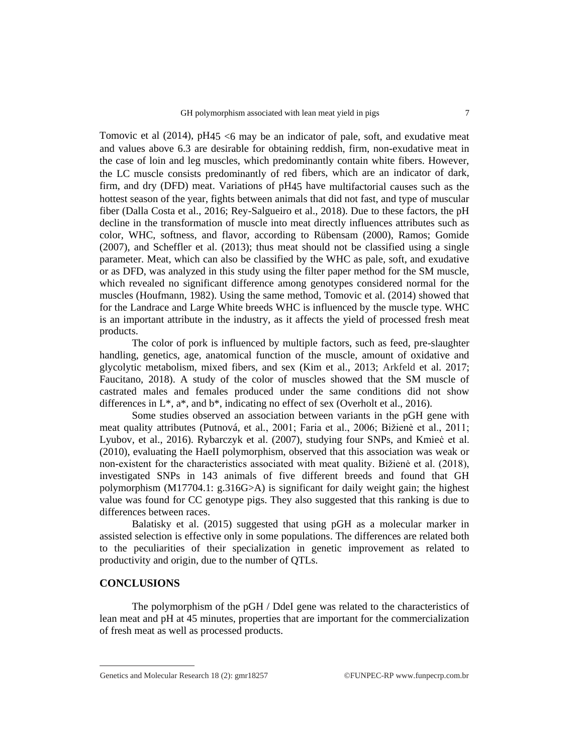Tomovic et al (2014), $pH_{45}$ <6 may be an indicator of pale, soft, and exudative meat and values above 6.3 are desirable for obtaining reddish, firm, non-exudative meat in the case of loin and leg muscles, which predominantly contain white fibers. However, the LC muscle consists predominantly of red fibers, which are an indicator of dark, firm, and dry (DFD) meat. Variations of $pH_{45}$ have multifactorial causes such as the hottest season of the year, fights between animals that did not fast, and type of muscular fiber (Dalla Costa et al., 2016; Rey-Salgueiro et al., 2018). Due to these factors, the pH decline in the transformation of muscle into meat directly influences attributes such as color, WHC, softness, and flavor, according to Rübensam (2000), Ramos; Gomide (2007), and Scheffler et al. (2013); thus meat should not be classified using a single parameter. Meat, which can also be classified by the WHC as pale, soft, and exudative or as DFD, was analyzed in this study using the filter paper method for the SM muscle, which revealed no significant difference among genotypes considered normal for the muscles (Houfmann, 1982). Using the same method, Tomovic et al. (2014) showed that for the Landrace and Large White breeds WHC is influenced by the muscle type. WHC is an important attribute in the industry, as it affects the yield of processed fresh meat products.

The color of pork is influenced by multiple factors, such as feed, pre-slaughter handling, genetics, age, anatomical function of the muscle, amount of oxidative and glycolytic metabolism, mixed fibers, and sex (Kim et al., 2013; Arkfeld et al. 2017; Faucitano, 2018). A study of the color of muscles showed that the SM muscle of castrated males and females produced under the same conditions did not show differences in L*, a*, and b*, indicating no effect of sex (Overholt et al., 2016).

Some studies observed an association between variants in the pGH gene with meat quality attributes (Putnová, et al., 2001; Faria et al., 2006; Bižienė et al., 2011; Lyubov, et al., 2016). Rybarczyk et al. (2007), studying four SNPs, and Kmieć et al. (2010), evaluating the HaeII polymorphism, observed that this association was weak or non-existent for the characteristics associated with meat quality. Bižienė et al. (2018), investigated SNPs in 143 animals of five different breeds and found that GH polymorphism (M17704.1: g.316G>A) is significant for daily weight gain; the highest value was found for CC genotype pigs. They also suggested that this ranking is due to differences between races.

Balatisky et al. (2015) suggested that using pGH as a molecular marker in assisted selection is effective only in some populations. The differences are related both to the peculiarities of their specialization in genetic improvement as related to productivity and origin, due to the number of QTLs.

## CONCLUSIONS

The polymorphism of the pGH / DdeI gene was related to the characteristics of lean meat and pH at 45 minutes, properties that are important for the commercialization of fresh meat as well as processed products.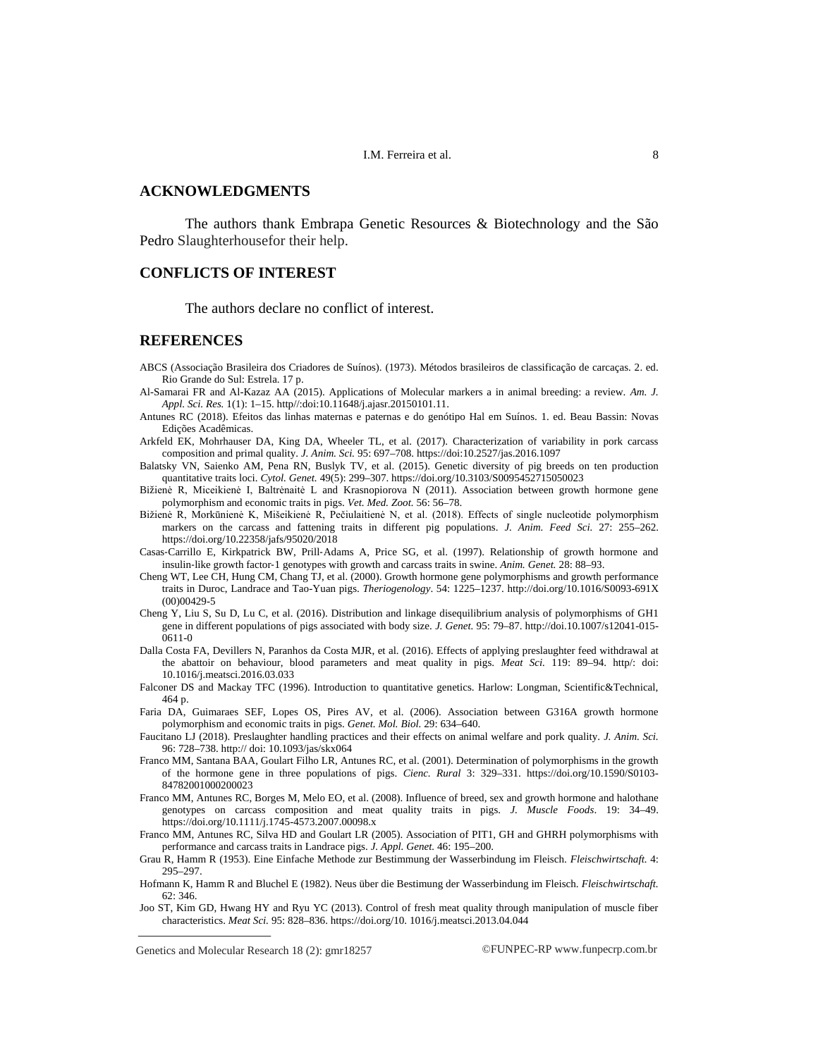## ACKNOWLEDGMENTS

The authors thank Embrapa Genetic Resources & Biotechnology and the São Pedro Slaughterhousefor their help.

## CONFLICTS OF INTEREST

The authors declare no conflict of interest.

## REFERENCES

ABCS (Associação Brasileira dos Criadores de Suínos). (1973). Métodos brasileiros de classificação de carcaças. 2. ed. Rio Grande do Sul: Estrela. 17 p.

Al-Samarai FR and Al-Kazaz AA (2015). Applications of Molecular markers a in animal breeding: a review. *Am. J. Appl. Sci. Res.* 1(1): 1–15. http//:doi:10.11648/j.ajasr.20150101.11.

Antunes RC (2018). Efeitos das linhas maternas e paternas e do genótipo Hal em Suínos. 1. ed. Beau Bassin: Novas Edições Acadêmicas.

Arkfeld EK, Mohrhauser DA, King DA, Wheeler TL, et al. (2017). Characterization of variability in pork carcass composition and primal quality. *J. Anim. Sci.* 95: 697–708. https://doi:10.2527/jas.2016.1097

Balatsky VN, Saienko AM, Pena RN, Buslyk TV, et al. (2015). Genetic diversity of pig breeds on ten production quantitative traits loci. *Cytol. Genet.* 49(5): 299–307. https://doi.org/10.3103/S0095452715050023

Bižienė R, Miceikienė I, Baltrėnaitė L and Krasnopiorova N (2011). Association between growth hormone gene polymorphism and economic traits in pigs. *Vet. Med. Zoot.* 56: 56–78.

Bižienė R, Morkūnienė K, Mišeikienė R, Pečiulaitienė N, et al. (2018). Effects of single nucleotide polymorphism markers on the carcass and fattening traits in different pig populations. *J. Anim. Feed Sci.* 27: 255–262. https://doi.org/10.22358/jafs/95020/2018

Casas-Carrillo E, Kirkpatrick BW, Prill-Adams A, Price SG, et al. (1997). Relationship of growth hormone and insulin-like growth factor-1 genotypes with growth and carcass traits in swine. *Anim. Genet.* 28: 88–93.

Cheng WT, Lee CH, Hung CM, Chang TJ, et al. (2000). Growth hormone gene polymorphisms and growth performance traits in Duroc, Landrace and Tao-Yuan pigs. *Theriogenology*. 54: 1225–1237. http://doi.org/10.1016/S0093-691X (00)00429-5

Cheng Y, Liu S, Su D, Lu C, et al. (2016). Distribution and linkage disequilibrium analysis of polymorphisms of GH1 gene in different populations of pigs associated with body size. *J. Genet.* 95: 79–87. http://doi.10.1007/s12041-015-0611-0

Dalla Costa FA, Devillers N, Paranhos da Costa MJR, et al. (2016). Effects of applying preslaughter feed withdrawal at the abattoir on behaviour, blood parameters and meat quality in pigs. *Meat Sci.* 119: 89–94. http/: doi: 10.1016/j.meatsci.2016.03.033

Falconer DS and Mackay TFC (1996). Introduction to quantitative genetics. Harlow: Longman, Scientific&Technical, 464 p.

Faria DA, Guimaraes SEF, Lopes OS, Pires AV, et al. (2006). Association between G316A growth hormone polymorphism and economic traits in pigs. *Genet. Mol. Biol.* 29: 634–640.

Faucitano LJ (2018). Preslaughter handling practices and their effects on animal welfare and pork quality. *J. Anim. Sci.* 96: 728–738. http:// doi: 10.1093/jas/skx064

Franco MM, Santana BAA, Goulart Filho LR, Antunes RC, et al. (2001). Determination of polymorphisms in the growth of the hormone gene in three populations of pigs. *Cienc. Rural* 3: 329–331. https://doi.org/10.1590/S0103-84782001000200023

Franco MM, Antunes RC, Borges M, Melo EO, et al. (2008). Influence of breed, sex and growth hormone and halothane genotypes on carcass composition and meat quality traits in pigs. *J. Muscle Foods*. 19: 34–49. https://doi.org/10.1111/j.1745-4573.2007.00098.x

Franco MM, Antunes RC, Silva HD and Goulart LR (2005). Association of PIT1, GH and GHRH polymorphisms with performance and carcass traits in Landrace pigs. *J. Appl. Genet.* 46: 195–200.

Grau R, Hamm R (1953). Eine Einfache Methode zur Bestimmung der Wasserbindung im Fleisch. *Fleischwirtschaft.* 4: 295–297.

Hofmann K, Hamm R and Bluchel E (1982). Neus über die Bestimung der Wasserbindung im Fleisch. *Fleischwirtschaft.* 62: 346.

Joo ST, Kim GD, Hwang HY and Ryu YC (2013). Control of fresh meat quality through manipulation of muscle fiber characteristics. *Meat Sci.* 95: 828–836. https://doi.org/10. 1016/j.meatsci.2013.04.044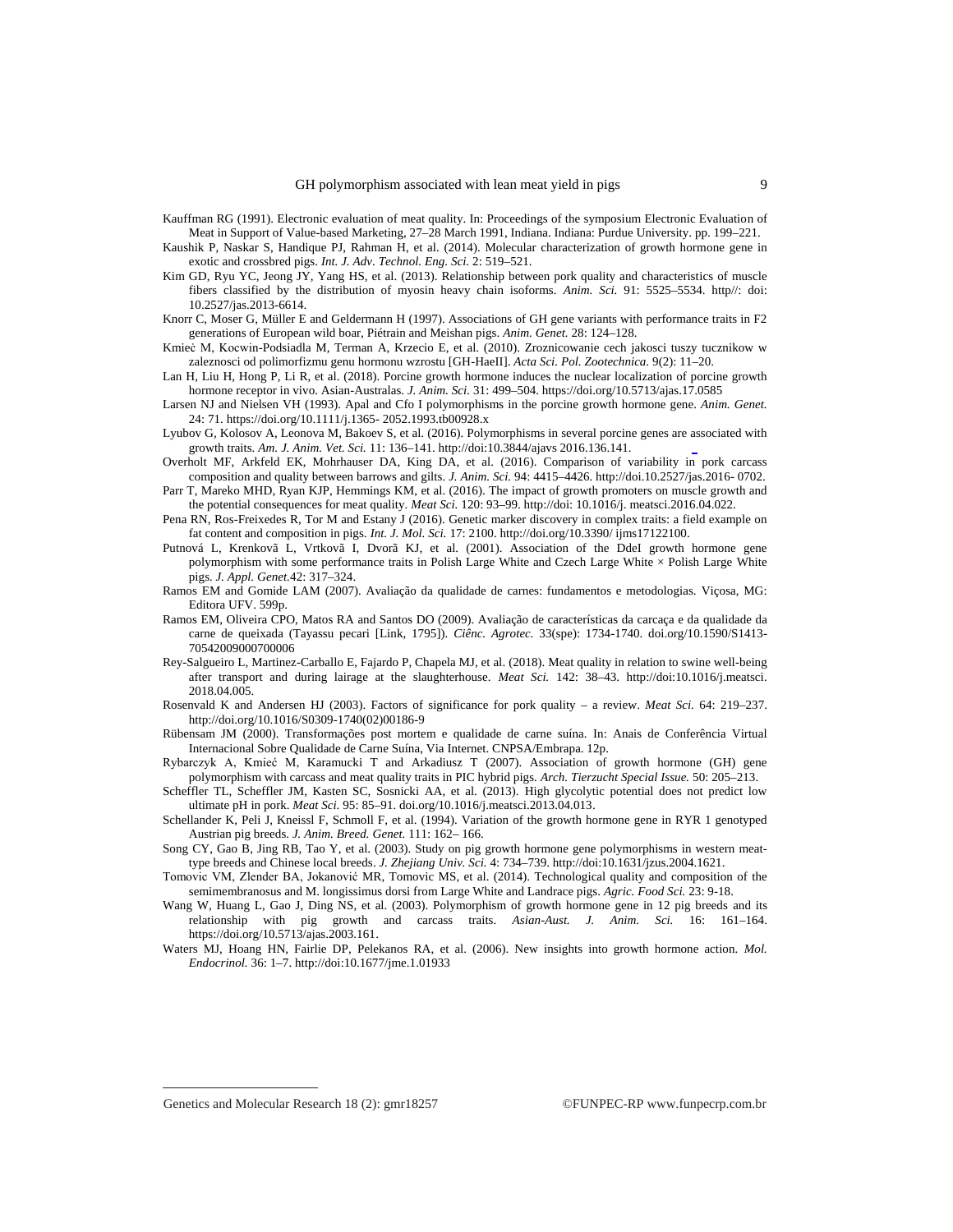Kauffman RG (1991). Electronic evaluation of meat quality. In: Proceedings of the symposium Electronic Evaluation of Meat in Support of Value-based Marketing, 27–28 March 1991, Indiana. Indiana: Purdue University. pp. 199–221.

Kaushik P, Naskar S, Handique PJ, Rahman H, et al. (2014). Molecular characterization of growth hormone gene in exotic and crossbred pigs. *Int. J. Adv. Technol. Eng. Sci.* 2: 519–521.

Kim GD, Ryu YC, Jeong JY, Yang HS, et al. (2013). Relationship between pork quality and characteristics of muscle fibers classified by the distribution of myosin heavy chain isoforms. *Anim. Sci.* 91: 5525–5534. http//: doi: 10.2527/jas.2013-6614.

Knorr C, Moser G, Müller E and Geldermann H (1997). Associations of GH gene variants with performance traits in F2 generations of European wild boar, Piétrain and Meishan pigs. *Anim. Genet.* 28: 124–128.

Kmieć M, Kocwin-Podsiadla M, Terman A, Krzecio E, et al. (2010). Zroznicowanie cech jakosci tuszy tucznikow w zaleznosci od polimorfizmu genu hormonu wzrostu [GH-HaeII]. *Acta Sci. Pol. Zootechnica.* 9(2): 11–20.

Lan H, Liu H, Hong P, Li R, et al. (2018). Porcine growth hormone induces the nuclear localization of porcine growth hormone receptor in vivo. Asian-Australas. *J. Anim. Sci*. 31: 499–504. https://doi.org/10.5713/ajas.17.0585

Larsen NJ and Nielsen VH (1993). ApaI and Cfo I polymorphisms in the porcine growth hormone gene. *Anim. Genet.* 24: 71. https://doi.org/10.1111/j.1365- 2052.1993.tb00928.x

Lyubov G, Kolosov A, Leonova M, Bakoev S, et al. (2016). Polymorphisms in several porcine genes are associated with growth traits. *Am. J. Anim. Vet. Sci.* 11: 136–141. http://doi:10.3844/ajavs 2016.136.141.

Overholt MF, Arkfeld EK, Mohrhauser DA, King DA, et al. (2016). Comparison of variability in pork carcass composition and quality between barrows and gilts. *J. Anim. Sci.* 94: 4415–4426. http://doi.10.2527/jas.2016- 0702.

Parr T, Mareko MHD, Ryan KJP, Hemmings KM, et al. (2016). The impact of growth promoters on muscle growth and the potential consequences for meat quality. *Meat Sci.* 120: 93–99. http://doi: 10.1016/j. meatsci.2016.04.022.

Pena RN, Ros-Freixedes R, Tor M and Estany J (2016). Genetic marker discovery in complex traits: a field example on fat content and composition in pigs. *Int. J. Mol. Sci.* 17: 2100. http://doi.org/10.3390/ ijms17122100.

Putnová L, Krenkovã L, Vrtkovã I, Dvorã KJ, et al. (2001). Association of the DdeI growth hormone gene polymorphism with some performance traits in Polish Large White and Czech Large White × Polish Large White pigs. *J. Appl. Genet.*42: 317–324.

Ramos EM and Gomide LAM (2007). Avaliação da qualidade de carnes: fundamentos e metodologias. Viçosa, MG: Editora UFV. 599p.

Ramos EM, Oliveira CPO, Matos RA and Santos DO (2009). Avaliação de características da carcaça e da qualidade da carne de queixada (Tayassu pecari [Link, 1795]). *Ciênc. Agrotec.* 33(spe): 1734-1740. doi.org/10.1590/S1413-70542009000700006

Rey-Salgueiro L, Martinez-Carballo E, Fajardo P, Chapela MJ, et al. (2018). Meat quality in relation to swine well-being after transport and during lairage at the slaughterhouse. *Meat Sci.* 142: 38–43. http://doi:10.1016/j.meatsci. 2018.04.005.

Rosenvald K and Andersen HJ (2003). Factors of significance for pork quality – a review. *Meat Sci.* 64: 219–237. http://doi.org/10.1016/S0309-1740(02)00186-9

Rübensam JM (2000). Transformações post mortem e qualidade de carne suína. In: Anais de Conferência Virtual Internacional Sobre Qualidade de Carne Suína, Via Internet. CNPSA/Embrapa. 12p.

Rybarczyk A, Kmieć M, Karamucki T and Arkadiusz T (2007). Association of growth hormone (GH) gene polymorphism with carcass and meat quality traits in PIC hybrid pigs. *Arch. Tierzucht Special Issue.* 50: 205–213.

Scheffler TL, Scheffler JM, Kasten SC, Sosnicki AA, et al. (2013). High glycolytic potential does not predict low ultimate pH in pork. *Meat Sci.* 95: 85–91. doi.org/10.1016/j.meatsci.2013.04.013.

Schellander K, Peli J, Kneissl F, Schmoll F, et al. (1994). Variation of the growth hormone gene in RYR 1 genotyped Austrian pig breeds. *J. Anim. Breed. Genet.* 111: 162– 166.

Song CY, Gao B, Jing RB, Tao Y, et al. (2003). Study on pig growth hormone gene polymorphisms in western meat-type breeds and Chinese local breeds. *J. Zhejiang Univ. Sci.* 4: 734–739. http://doi:10.1631/jzus.2004.1621.

Tomovic VM, Zlender BA, Jokanović MR, Tomovic MS, et al. (2014). Technological quality and composition of the semimembranosus and M. longissimus dorsi from Large White and Landrace pigs. *Agric. Food Sci.* 23: 9-18.

Wang W, Huang L, Gao J, Ding NS, et al. (2003). Polymorphism of growth hormone gene in 12 pig breeds and its relationship with pig growth and carcass traits. *Asian-Aust. J. Anim. Sci.* 16: 161–164. https://doi.org/10.5713/ajas.2003.161.

Waters MJ, Hoang HN, Fairlie DP, Pelekanos RA, et al. (2006). New insights into growth hormone action. *Mol. Endocrinol.* 36: 1–7. http://doi:10.1677/jme.1.01933